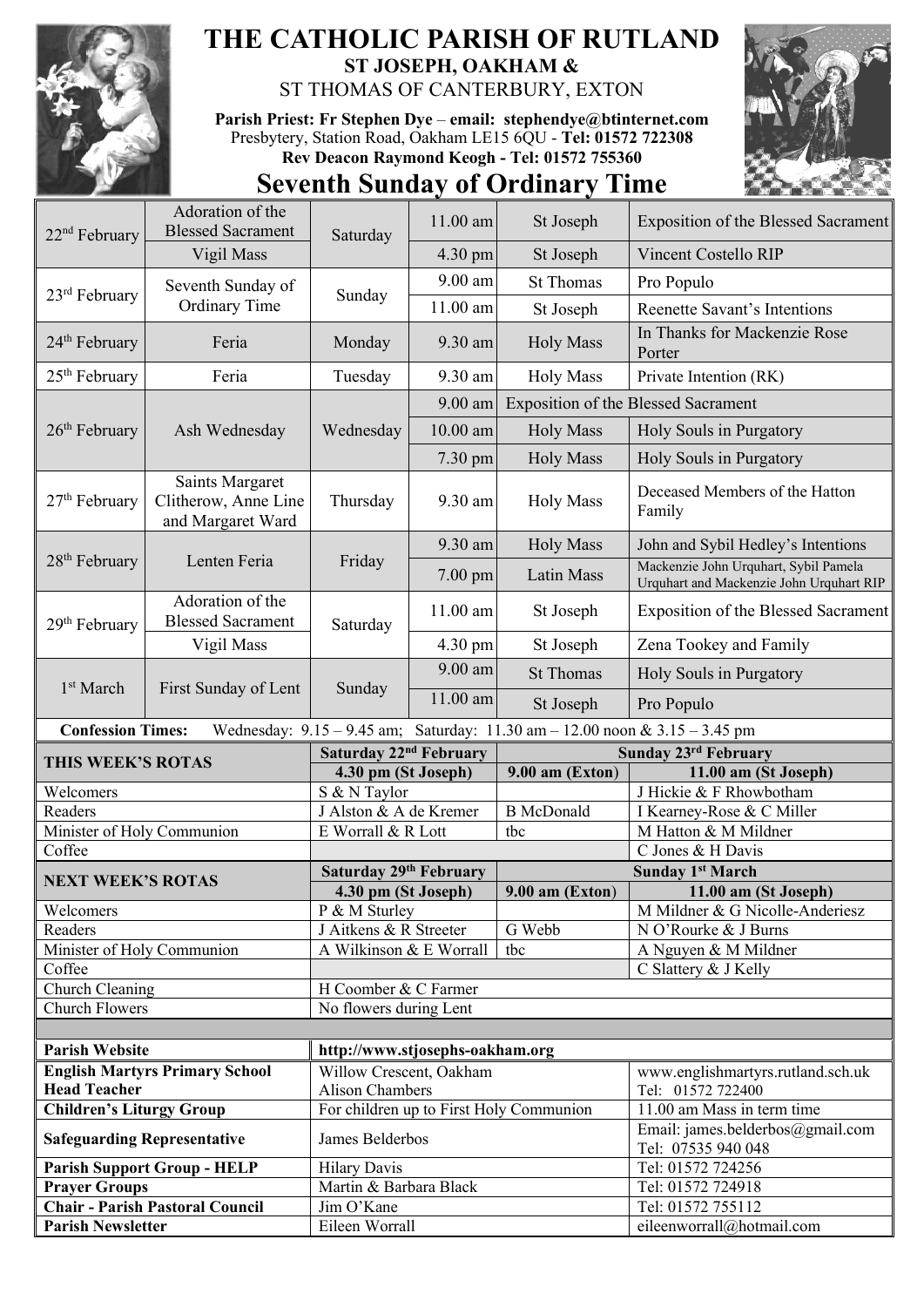# THE CATHOLIC PARISH OF RUTLAND

## ST JOSEPH, OAKHAM &

ST THOMAS OF CANTERBURY, EXTON

**Parish Priest: Fr Stephen Dye – email: stephendye@btinternet.com**
Presbytery, Station Road, Oakham LE15 6QU - **Tel: 01572 722308**
**Rev Deacon Raymond Keogh - Tel: 01572 755360**

# Seventh Sunday of Ordinary Time

| Date | Occasion | Day | Time | Place | Intention |
|---|---|---|---|---|---|
| 22nd February | Adoration of the Blessed Sacrament | Saturday | 11.00 am | St Joseph | Exposition of the Blessed Sacrament |
| | Vigil Mass | | 4.30 pm | St Joseph | Vincent Costello RIP |
| 23rd February | Seventh Sunday of Ordinary Time | Sunday | 9.00 am | St Thomas | Pro Populo |
| | | | 11.00 am | St Joseph | Reenette Savant's Intentions |
| 24th February | Feria | Monday | 9.30 am | Holy Mass | In Thanks for Mackenzie Rose Porter |
| 25th February | Feria | Tuesday | 9.30 am | Holy Mass | Private Intention (RK) |
| 26th February | Ash Wednesday | Wednesday | 9.00 am | Exposition of the Blessed Sacrament | |
| | | | 10.00 am | Holy Mass | Holy Souls in Purgatory |
| | | | 7.30 pm | Holy Mass | Holy Souls in Purgatory |
| 27th February | Saints Margaret Clitherow, Anne Line and Margaret Ward | Thursday | 9.30 am | Holy Mass | Deceased Members of the Hatton Family |
| 28th February | Lenten Feria | Friday | 9.30 am | Holy Mass | John and Sybil Hedley's Intentions |
| | | | 7.00 pm | Latin Mass | Mackenzie John Urquhart, Sybil Pamela Urquhart and Mackenzie John Urquhart RIP |
| 29th February | Adoration of the Blessed Sacrament | Saturday | 11.00 am | St Joseph | Exposition of the Blessed Sacrament |
| | Vigil Mass | | 4.30 pm | St Joseph | Zena Tookey and Family |
| 1st March | First Sunday of Lent | Sunday | 9.00 am | St Thomas | Holy Souls in Purgatory |
| | | | 11.00 am | St Joseph | Pro Populo |

**Confession Times:** Wednesday: 9.15 – 9.45 am; Saturday: 11.30 am – 12.00 noon & 3.15 – 3.45 pm

| **THIS WEEK'S ROTAS** | **Saturday 22nd February** | **Sunday 23rd February** | |
|---|---|---|---|
| | **4.30 pm (St Joseph)** | **9.00 am (Exton)** | **11.00 am (St Joseph)** |
| Welcomers | S & N Taylor | | J Hickie & F Rhowbotham |
| Readers | J Alston & A de Kremer | B McDonald | I Kearney-Rose & C Miller |
| Minister of Holy Communion | E Worrall & R Lott | tbc | M Hatton & M Mildner |
| Coffee | | | C Jones & H Davis |
| **NEXT WEEK'S ROTAS** | **Saturday 29th February** | **Sunday 1st March** | |
| | **4.30 pm (St Joseph)** | **9.00 am (Exton)** | **11.00 am (St Joseph)** |
| Welcomers | P & M Sturley | | M Mildner & G Nicolle-Anderiesz |
| Readers | J Aitkens & R Streeter | G Webb | N O'Rourke & J Burns |
| Minister of Holy Communion | A Wilkinson & E Worrall | tbc | A Nguyen & M Mildner |
| Coffee | | | C Slattery & J Kelly |
| Church Cleaning | H Coomber & C Farmer | | |
| Church Flowers | No flowers during Lent | | |

| | | |
|---|---|---|
| **Parish Website** | **http://www.stjosephs-oakham.org** | |
| **English Martyrs Primary School Head Teacher** | Willow Crescent, Oakham Alison Chambers | www.englishmartyrs.rutland.sch.uk Tel: 01572 722400 |
| **Children's Liturgy Group** | For children up to First Holy Communion | 11.00 am Mass in term time |
| **Safeguarding Representative** | James Belderbos | Email: james.belderbos@gmail.com Tel: 07535 940 048 |
| **Parish Support Group - HELP** | Hilary Davis | Tel: 01572 724256 |
| **Prayer Groups** | Martin & Barbara Black | Tel: 01572 724918 |
| **Chair - Parish Pastoral Council** | Jim O'Kane | Tel: 01572 755112 |
| **Parish Newsletter** | Eileen Worrall | eileenworrall@hotmail.com |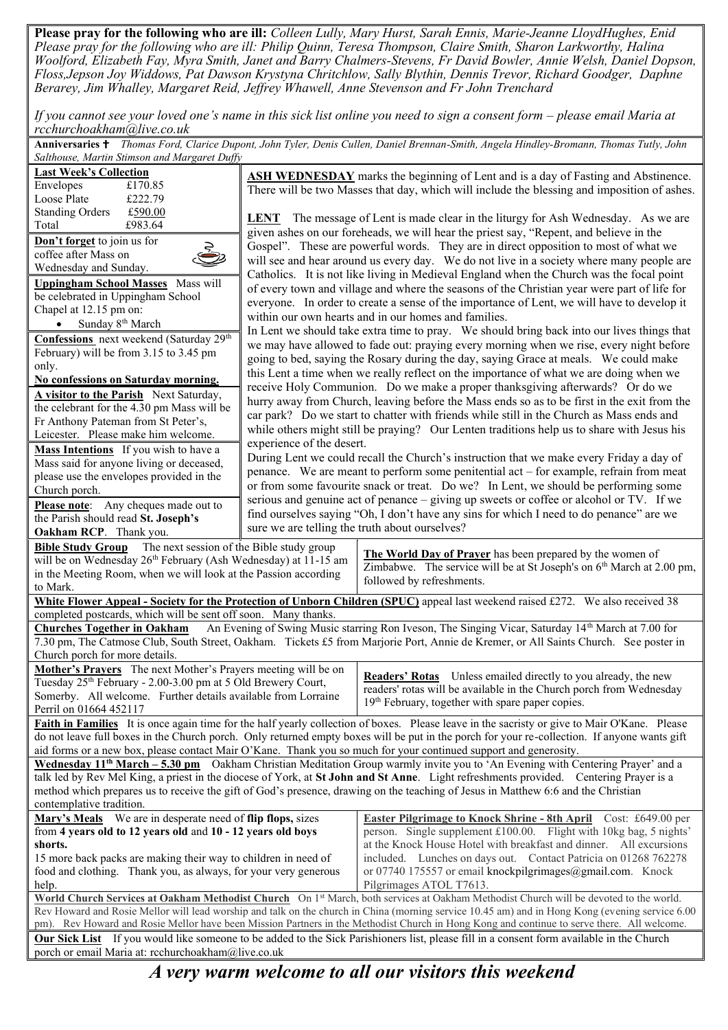**Please pray for the following who are ill:** *Colleen Lully, Mary Hurst, Sarah Ennis, Marie-Jeanne LloydHughes, Enid Please pray for the following who are ill: Philip Quinn, Teresa Thompson, Claire Smith, Sharon Larkworthy, Halina Woolford, Elizabeth Fay, Myra Smith, Janet and Barry Chalmers-Stevens, Fr David Bowler, Annie Welsh, Daniel Dopson, Floss,Jepson Joy Widdows, Pat Dawson Krystyna Chritchlow, Sally Blythin, Dennis Trevor, Richard Goodger, Daphne Berarey, Jim Whalley, Margaret Reid, Jeffrey Whawell, Anne Stevenson and Fr John Trenchard*

*If you cannot see your loved one's name in this sick list online you need to sign a consent form – please email Maria at rcchurchoakham@live.co.uk*

**Anniversaries ✝** *Thomas Ford, Clarice Dupont, John Tyler, Denis Cullen, Daniel Brennan-Smith, Angela Hindley-Bromann, Thomas Tutly, John Salthouse, Martin Stimson and Margaret Duffy*

**Last Week's Collection**

| | |
|---|---|
| Envelopes | £170.85 |
| Loose Plate | £222.79 |
| Standing Orders | £590.00 |
| Total | £983.64 |

**Don't forget** to join us for coffee after Mass on Wednesday and Sunday.

**Uppingham School Masses** Mass will be celebrated in Uppingham School Chapel at 12.15 pm on:
- Sunday 8th March

**Confessions** next weekend (Saturday 29th February) will be from 3.15 to 3.45 pm only.
**No confessions on Saturday morning.**

**A visitor to the Parish** Next Saturday, the celebrant for the 4.30 pm Mass will be Fr Anthony Pateman from St Peter's, Leicester. Please make him welcome.

**Mass Intentions** If you wish to have a Mass said for anyone living or deceased, please use the envelopes provided in the Church porch.

**Please note**: Any cheques made out to the Parish should read **St. Joseph's Oakham RCP**. Thank you.

**ASH WEDNESDAY** marks the beginning of Lent and is a day of Fasting and Abstinence. There will be two Masses that day, which will include the blessing and imposition of ashes.

**LENT** The message of Lent is made clear in the liturgy for Ash Wednesday. As we are given ashes on our foreheads, we will hear the priest say, "Repent, and believe in the Gospel". These are powerful words. They are in direct opposition to most of what we will see and hear around us every day. We do not live in a society where many people are Catholics. It is not like living in Medieval England when the Church was the focal point of every town and village and where the seasons of the Christian year were part of life for everyone. In order to create a sense of the importance of Lent, we will have to develop it within our own hearts and in our homes and families.

In Lent we should take extra time to pray. We should bring back into our lives things that we may have allowed to fade out: praying every morning when we rise, every night before going to bed, saying the Rosary during the day, saying Grace at meals. We could make this Lent a time when we really reflect on the importance of what we are doing when we receive Holy Communion. Do we make a proper thanksgiving afterwards? Or do we hurry away from Church, leaving before the Mass ends so as to be first in the exit from the car park? Do we start to chatter with friends while still in the Church as Mass ends and while others might still be praying? Our Lenten traditions help us to share with Jesus his experience of the desert.

During Lent we could recall the Church's instruction that we make every Friday a day of penance. We are meant to perform some penitential act – for example, refrain from meat or from some favourite snack or treat. Do we? In Lent, we should be performing some serious and genuine act of penance – giving up sweets or coffee or alcohol or TV. If we find ourselves saying "Oh, I don't have any sins for which I need to do penance" are we sure we are telling the truth about ourselves?

**Bible Study Group** The next session of the Bible study group will be on Wednesday 26th February (Ash Wednesday) at 11-15 am in the Meeting Room, when we will look at the Passion according to Mark.

**The World Day of Prayer** has been prepared by the women of Zimbabwe. The service will be at St Joseph's on 6th March at 2.00 pm, followed by refreshments.

**White Flower Appeal - Society for the Protection of Unborn Children (SPUC)** appeal last weekend raised £272. We also received 38 completed postcards, which will be sent off soon. Many thanks.

**Churches Together in Oakham** An Evening of Swing Music starring Ron Iveson, The Singing Vicar, Saturday 14th March at 7.00 for 7.30 pm, The Catmose Club, South Street, Oakham. Tickets £5 from Marjorie Port, Annie de Kremer, or All Saints Church. See poster in Church porch for more details.

**Mother's Prayers** The next Mother's Prayers meeting will be on Tuesday 25th February - 2.00-3.00 pm at 5 Old Brewery Court, Somerby. All welcome. Further details available from Lorraine Perril on 01664 452117

**Readers' Rotas** Unless emailed directly to you already, the new readers' rotas will be available in the Church porch from Wednesday 19th February, together with spare paper copies.

**Faith in Families** It is once again time for the half yearly collection of boxes. Please leave in the sacristy or give to Mair O'Kane. Please do not leave full boxes in the Church porch. Only returned empty boxes will be put in the porch for your re-collection. If anyone wants gift aid forms or a new box, please contact Mair O'Kane. Thank you so much for your continued support and generosity.

**Wednesday 11th March – 5.30 pm** Oakham Christian Meditation Group warmly invite you to 'An Evening with Centering Prayer' and a talk led by Rev Mel King, a priest in the diocese of York, at **St John and St Anne**. Light refreshments provided. Centering Prayer is a method which prepares us to receive the gift of God's presence, drawing on the teaching of Jesus in Matthew 6:6 and the Christian contemplative tradition.

**Mary's Meals** We are in desperate need of **flip flops,** sizes from **4 years old to 12 years old** and **10 - 12 years old boys shorts.**
15 more back packs are making their way to children in need of food and clothing. Thank you, as always, for your very generous help.

**Easter Pilgrimage to Knock Shrine - 8th April** Cost: £649.00 per person. Single supplement £100.00. Flight with 10kg bag, 5 nights' at the Knock House Hotel with breakfast and dinner. All excursions included. Lunches on days out. Contact Patricia on 01268 762278 or 07740 175557 or email knockpilgrimages@gmail.com. Knock Pilgrimages ATOL T7613.

**World Church Services at Oakham Methodist Church** On 1st March, both services at Oakham Methodist Church will be devoted to the world. Rev Howard and Rosie Mellor will lead worship and talk on the church in China (morning service 10.45 am) and in Hong Kong (evening service 6.00 pm). Rev Howard and Rosie Mellor have been Mission Partners in the Methodist Church in Hong Kong and continue to serve there. All welcome.

**Our Sick List** If you would like someone to be added to the Sick Parishioners list, please fill in a consent form available in the Church porch or email Maria at: rcchurchoakham@live.co.uk

***A very warm welcome to all our visitors this weekend***